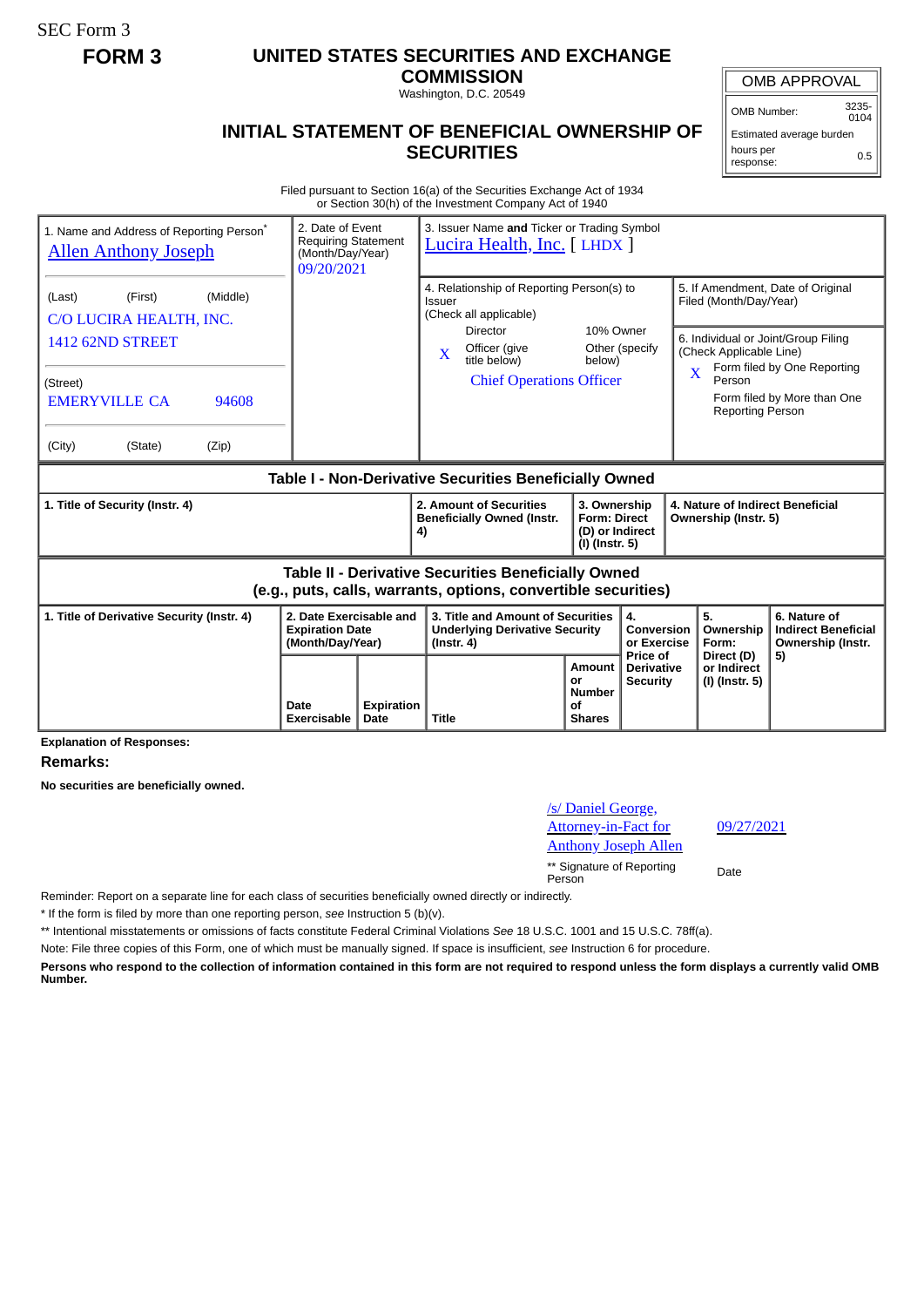SEC Form 3

**FORM 3**

# UNITED STATES SECURITIES AND EXCHANGE COMMISSION

Washington, D.C. 20549

## INITIAL STATEMENT OF BENEFICIAL OWNERSHIP OF SECURITIES

| OMB APPROVAL | |
|---|---|
| OMB Number: | 3235-0104 |
| Estimated average burden | |
| hours per response: | 0.5 |

Filed pursuant to Section 16(a) of the Securities Exchange Act of 1934
or Section 30(h) of the Investment Company Act of 1940

| 1. Name and Address of Reporting Person* | 2. Date of Event Requiring Statement (Month/Day/Year) | 3. Issuer Name and Ticker or Trading Symbol |
|---|---|---|
| Allen Anthony Joseph | 09/20/2021 | Lucira Health, Inc. [ LHDX ] |
| (Last) (First) (Middle)<br>C/O LUCIRA HEALTH, INC.<br>1412 62ND STREET | | 4. Relationship of Reporting Person(s) to Issuer (Check all applicable)<br>Director<br>10% Owner<br>X Officer (give title below)<br>Other (specify below)<br>Chief Operations Officer |
| (Street)<br>EMERYVILLE CA 94608 | | 5. If Amendment, Date of Original Filed (Month/Day/Year) |
| (City) (State) (Zip) | | 6. Individual or Joint/Group Filing (Check Applicable Line)<br>X Form filed by One Reporting Person<br>Form filed by More than One Reporting Person |

**Table I - Non-Derivative Securities Beneficially Owned**

| 1. Title of Security (Instr. 4) | 2. Amount of Securities Beneficially Owned (Instr. 4) | 3. Ownership Form: Direct (D) or Indirect (I) (Instr. 5) | 4. Nature of Indirect Beneficial Ownership (Instr. 5) |
|---|---|---|---|

**Table II - Derivative Securities Beneficially Owned (e.g., puts, calls, warrants, options, convertible securities)**

| 1. Title of Derivative Security (Instr. 4) | 2. Date Exercisable and Expiration Date (Month/Day/Year) | | 3. Title and Amount of Securities Underlying Derivative Security (Instr. 4) | | 4. Conversion or Exercise Price of Derivative Security | 5. Ownership Form: Direct (D) or Indirect (I) (Instr. 5) | 6. Nature of Indirect Beneficial Ownership (Instr. 5) |
|---|---|---|---|---|---|---|---|
| | Date Exercisable | Expiration Date | Title | Amount or Number of Shares | | | |

**Explanation of Responses:**

**Remarks:**

**No securities are beneficially owned.**

| /s/ Daniel George, Attorney-in-Fact for Anthony Joseph Allen | 09/27/2021 |
|---|---|
| ** Signature of Reporting Person | Date |

Reminder: Report on a separate line for each class of securities beneficially owned directly or indirectly.

\* If the form is filed by more than one reporting person, *see* Instruction 5 (b)(v).

\*\* Intentional misstatements or omissions of facts constitute Federal Criminal Violations *See* 18 U.S.C. 1001 and 15 U.S.C. 78ff(a).

Note: File three copies of this Form, one of which must be manually signed. If space is insufficient, *see* Instruction 6 for procedure.

**Persons who respond to the collection of information contained in this form are not required to respond unless the form displays a currently valid OMB Number.**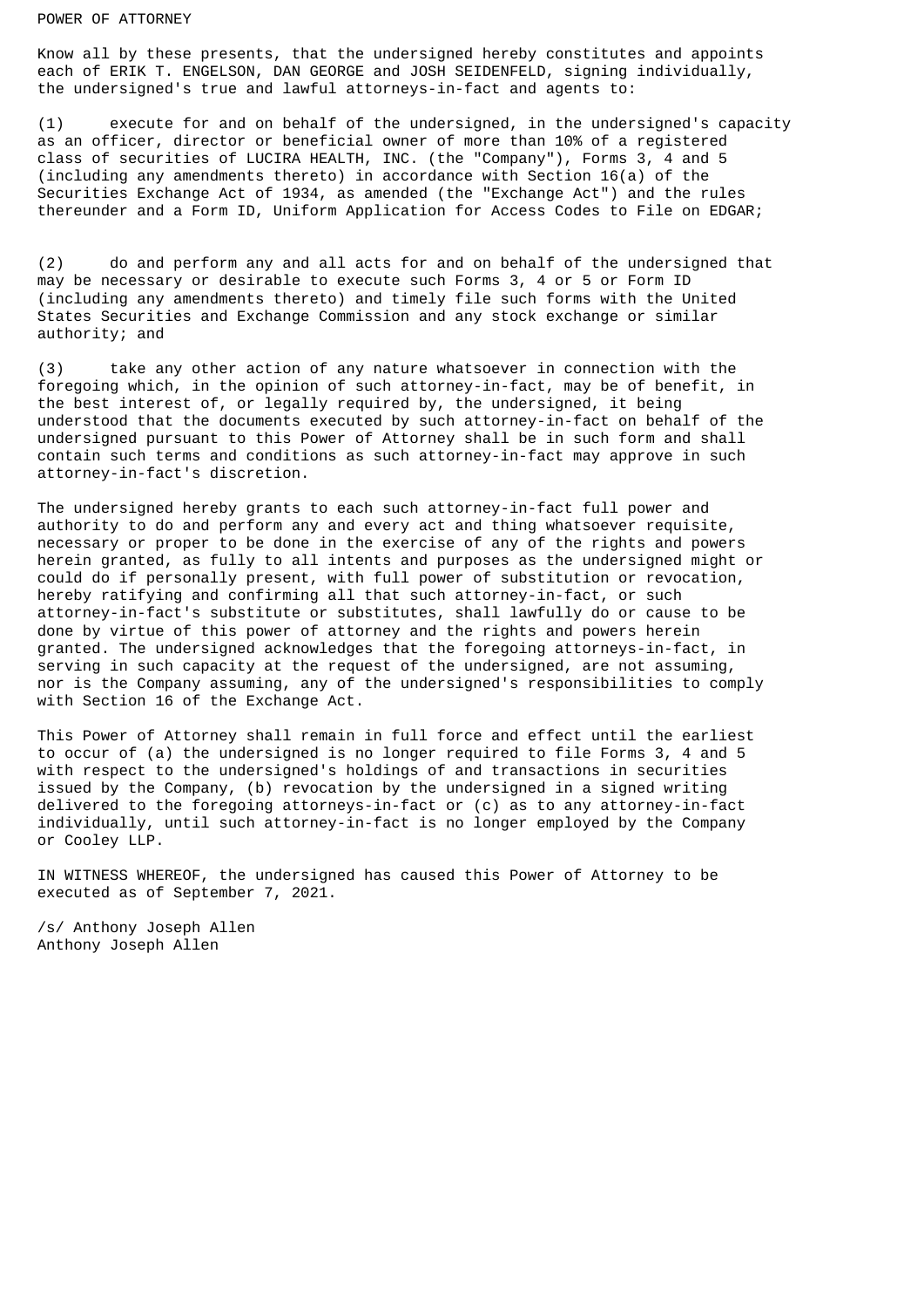POWER OF ATTORNEY

Know all by these presents, that the undersigned hereby constitutes and appoints each of ERIK T. ENGELSON, DAN GEORGE and JOSH SEIDENFELD, signing individually, the undersigned's true and lawful attorneys-in-fact and agents to:

(1) execute for and on behalf of the undersigned, in the undersigned's capacity as an officer, director or beneficial owner of more than 10% of a registered class of securities of LUCIRA HEALTH, INC. (the "Company"), Forms 3, 4 and 5 (including any amendments thereto) in accordance with Section 16(a) of the Securities Exchange Act of 1934, as amended (the "Exchange Act") and the rules thereunder and a Form ID, Uniform Application for Access Codes to File on EDGAR;

(2) do and perform any and all acts for and on behalf of the undersigned that may be necessary or desirable to execute such Forms 3, 4 or 5 or Form ID (including any amendments thereto) and timely file such forms with the United States Securities and Exchange Commission and any stock exchange or similar authority; and

(3) take any other action of any nature whatsoever in connection with the foregoing which, in the opinion of such attorney-in-fact, may be of benefit, in the best interest of, or legally required by, the undersigned, it being understood that the documents executed by such attorney-in-fact on behalf of the undersigned pursuant to this Power of Attorney shall be in such form and shall contain such terms and conditions as such attorney-in-fact may approve in such attorney-in-fact's discretion.

The undersigned hereby grants to each such attorney-in-fact full power and authority to do and perform any and every act and thing whatsoever requisite, necessary or proper to be done in the exercise of any of the rights and powers herein granted, as fully to all intents and purposes as the undersigned might or could do if personally present, with full power of substitution or revocation, hereby ratifying and confirming all that such attorney-in-fact, or such attorney-in-fact's substitute or substitutes, shall lawfully do or cause to be done by virtue of this power of attorney and the rights and powers herein granted. The undersigned acknowledges that the foregoing attorneys-in-fact, in serving in such capacity at the request of the undersigned, are not assuming, nor is the Company assuming, any of the undersigned's responsibilities to comply with Section 16 of the Exchange Act.

This Power of Attorney shall remain in full force and effect until the earliest to occur of (a) the undersigned is no longer required to file Forms 3, 4 and 5 with respect to the undersigned's holdings of and transactions in securities issued by the Company, (b) revocation by the undersigned in a signed writing delivered to the foregoing attorneys-in-fact or (c) as to any attorney-in-fact individually, until such attorney-in-fact is no longer employed by the Company or Cooley LLP.

IN WITNESS WHEREOF, the undersigned has caused this Power of Attorney to be executed as of September 7, 2021.

/s/ Anthony Joseph Allen
Anthony Joseph Allen